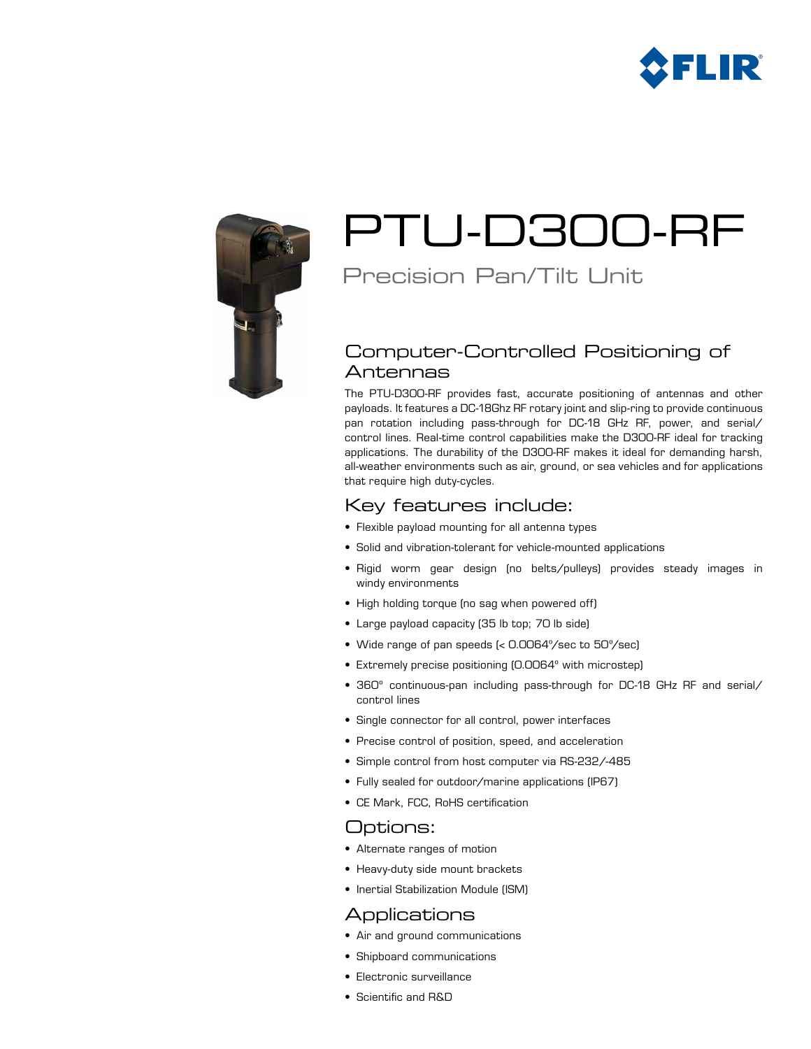# PTU-D300-RF

## Precision Pan/Tilt Unit

## Computer-Controlled Positioning of Antennas

The PTU-D300-RF provides fast, accurate positioning of antennas and other payloads. It features a DC-18Ghz RF rotary joint and slip-ring to provide continuous pan rotation including pass-through for DC-18 GHz RF, power, and serial/control lines. Real-time control capabilities make the D300-RF ideal for tracking applications. The durability of the D300-RF makes it ideal for demanding harsh, all-weather environments such as air, ground, or sea vehicles and for applications that require high duty-cycles.

## Key features include:

- Flexible payload mounting for all antenna types
- Solid and vibration-tolerant for vehicle-mounted applications
- Rigid worm gear design (no belts/pulleys) provides steady images in windy environments
- High holding torque (no sag when powered off)
- Large payload capacity (35 lb top; 70 lb side)
- Wide range of pan speeds (< 0.0064°/sec to 50°/sec)
- Extremely precise positioning (0.0064° with microstep)
- 360° continuous-pan including pass-through for DC-18 GHz RF and serial/control lines
- Single connector for all control, power interfaces
- Precise control of position, speed, and acceleration
- Simple control from host computer via RS-232/-485
- Fully sealed for outdoor/marine applications (IP67)
- CE Mark, FCC, RoHS certification

## Options:

- Alternate ranges of motion
- Heavy-duty side mount brackets
- Inertial Stabilization Module (ISM)

## Applications

- Air and ground communications
- Shipboard communications
- Electronic surveillance
- Scientific and R&D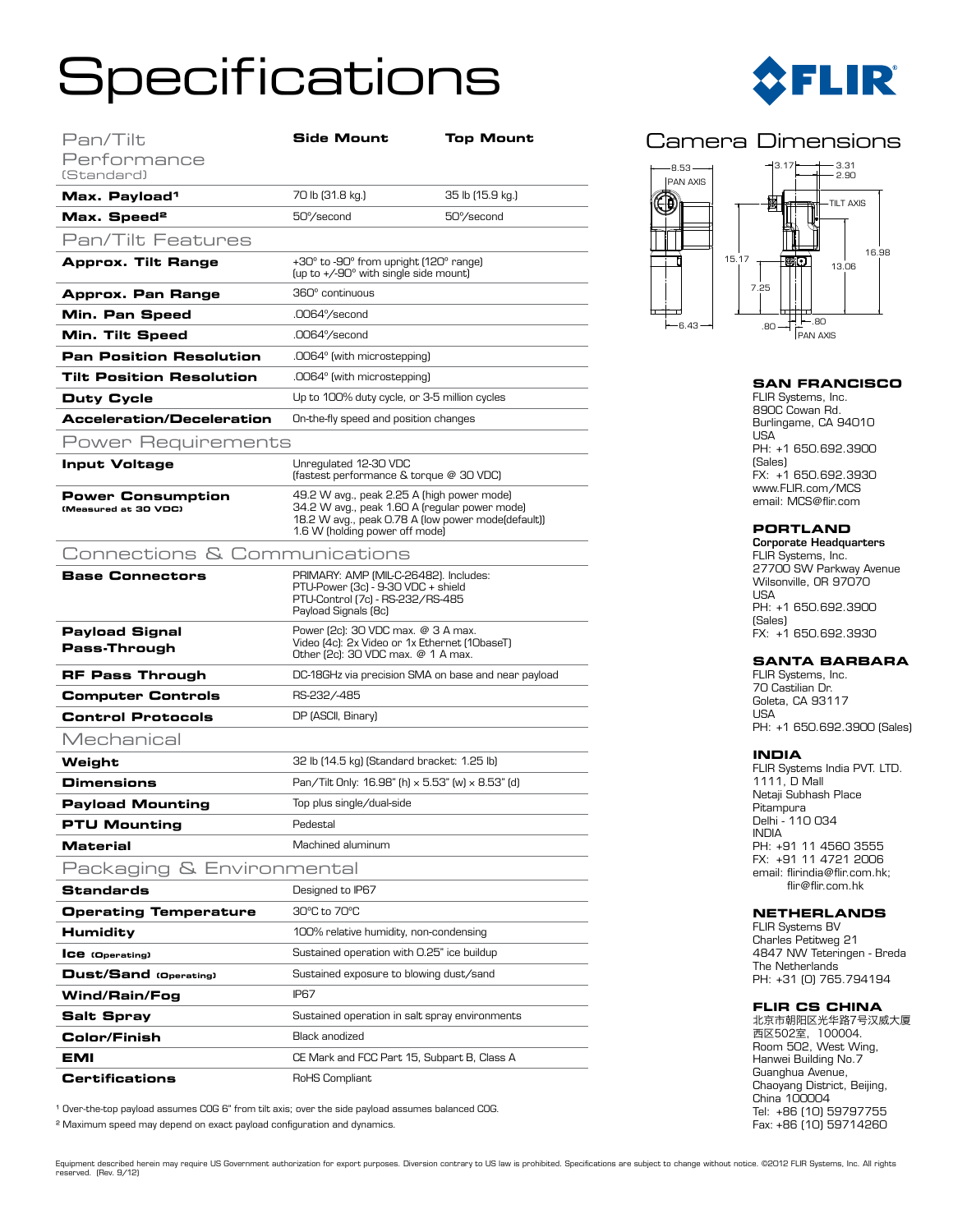# Specifications

| Pan/Tilt Performance (Standard) | Side Mount | Top Mount |
|---|---|---|
| **Max. Payload**[1] | 70 lb (31.8 kg.) | 35 lb (15.9 kg.) |
| **Max. Speed**[2] | 50°/second | 50°/second |

## Pan/Tilt Features

| | |
|---|---|
| **Approx. Tilt Range** | +30° to -90° from upright (120° range) (up to +/-90° with single side mount) |
| **Approx. Pan Range** | 360° continuous |
| **Min. Pan Speed** | .0064°/second |
| **Min. Tilt Speed** | .0064°/second |
| **Pan Position Resolution** | .0064° (with microstepping) |
| **Tilt Position Resolution** | .0064° (with microstepping) |
| **Duty Cycle** | Up to 100% duty cycle, or 3-5 million cycles |
| **Acceleration/Deceleration** | On-the-fly speed and position changes |

## Power Requirements

| | |
|---|---|
| **Input Voltage** | Unregulated 12-30 VDC (fastest performance & torque @ 30 VDC) |
| **Power Consumption** (Measured at 30 VDC) | 49.2 W avg., peak 2.25 A (high power mode)<br>34.2 W avg., peak 1.60 A (regular power mode)<br>18.2 W avg., peak 0.78 A (low power mode(default))<br>1.6 W (holding power off mode) |

## Connections & Communications

| | |
|---|---|
| **Base Connectors** | PRIMARY: AMP (MIL-C-26482). Includes:<br>PTU-Power (3c) - 9-30 VDC + shield<br>PTU-Control (7c) - RS-232/RS-485<br>Payload Signals (8c) |
| **Payload Signal Pass-Through** | Power (2c): 30 VDC max. @ 3 A max.<br>Video (4c): 2x Video or 1x Ethernet (10baseT)<br>Other (2c): 30 VDC max. @ 1 A max. |
| **RF Pass Through** | DC-18GHz via precision SMA on base and near payload |
| **Computer Controls** | RS-232/-485 |
| **Control Protocols** | DP (ASCII, Binary) |

## Mechanical

| | |
|---|---|
| **Weight** | 32 lb (14.5 kg) (Standard bracket: 1.25 lb) |
| **Dimensions** | Pan/Tilt Only: 16.98" (h) x 5.53" (w) x 8.53" (d) |
| **Payload Mounting** | Top plus single/dual-side |
| **PTU Mounting** | Pedestal |
| **Material** | Machined aluminum |

## Packaging & Environmental

| | |
|---|---|
| **Standards** | Designed to IP67 |
| **Operating Temperature** | 30°C to 70°C |
| **Humidity** | 100% relative humidity, non-condensing |
| **Ice** (Operating) | Sustained operation with 0.25" ice buildup |
| **Dust/Sand** (Operating) | Sustained exposure to blowing dust/sand |
| **Wind/Rain/Fog** | IP67 |
| **Salt Spray** | Sustained operation in salt spray environments |
| **Color/Finish** | Black anodized |
| **EMI** | CE Mark and FCC Part 15, Subpart B, Class A |
| **Certifications** | RoHS Compliant |

[1] Over-the-top payload assumes COG 6" from tilt axis; over the side payload assumes balanced COG.

[2] Maximum speed may depend on exact payload configuration and dynamics.

## Camera Dimensions

8.53
PAN AXIS
6.43
3.17
3.31
2.90
TILT AXIS
16.98
15.17
13.06
7.25
.80
.80
PAN AXIS

### SAN FRANCISCO
FLIR Systems, Inc.
890C Cowan Rd.
Burlingame, CA 94010
USA
PH: +1 650.692.3900 (Sales)
FX: +1 650.692.3930
www.FLIR.com/MCS
email: MCS@flir.com

### PORTLAND
**Corporate Headquarters**
FLIR Systems, Inc.
27700 SW Parkway Avenue
Wilsonville, OR 97070
USA
PH: +1 650.692.3900 (Sales)
FX: +1 650.692.3930

### SANTA BARBARA
FLIR Systems, Inc.
70 Castilian Dr.
Goleta, CA 93117
USA
PH: +1 650.692.3900 (Sales)

### INDIA
FLIR Systems India PVT. LTD.
1111, D Mall
Netaji Subhash Place
Pitampura
Delhi - 110 034
INDIA
PH: +91 11 4560 3555
FX: +91 11 4721 2006
email: flirindia@flir.com.hk; flir@flir.com.hk

### NETHERLANDS
FLIR Systems BV
Charles Petitweg 21
4847 NW Teteringen - Breda
The Netherlands
PH: +31 (0) 765.794194

### FLIR CS CHINA
北京市朝阳区光华路7号汉威大厦西区502室，100004.
Room 502, West Wing, Hanwei Building No.7
Guanghua Avenue,
Chaoyang District, Beijing,
China 100004
Tel: +86 (10) 59797755
Fax: +86 (10) 59714260

Equipment described herein may require US Government authorization for export purposes. Diversion contrary to US law is prohibited. Specifications are subject to change without notice. ©2012 FLIR Systems, Inc. All rights reserved. (Rev. 9/12)